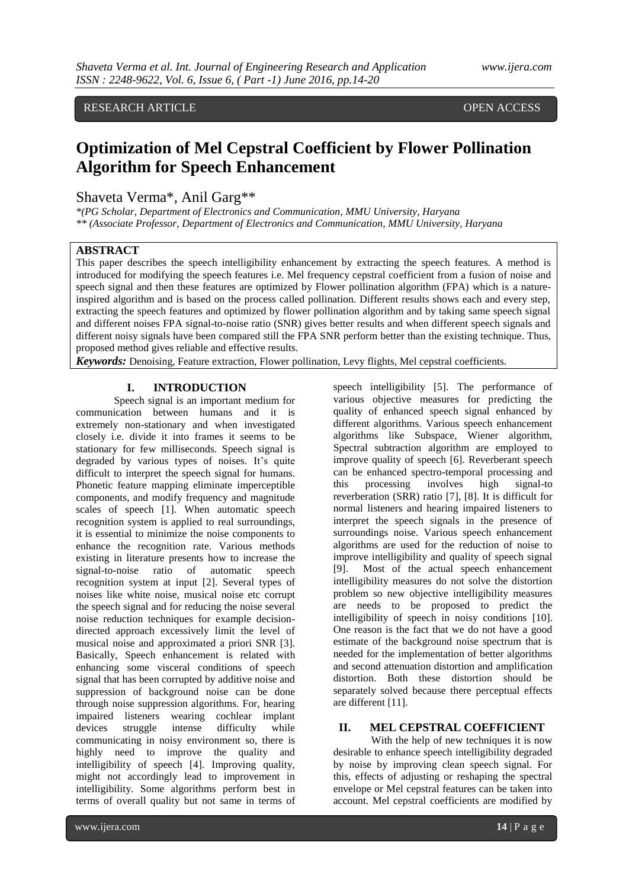RESEARCH ARTICLE OPEN ACCESS

# Optimization of Mel Cepstral Coefficient by Flower Pollination Algorithm for Speech Enhancement

Shaveta Verma*, Anil Garg**

*(PG Scholar, Department of Electronics and Communication, MMU University, Haryana
** (Associate Professor, Department of Electronics and Communication, MMU University, Haryana

## ABSTRACT

This paper describes the speech intelligibility enhancement by extracting the speech features. A method is introduced for modifying the speech features i.e. Mel frequency cepstral coefficient from a fusion of noise and speech signal and then these features are optimized by Flower pollination algorithm (FPA) which is a nature-inspired algorithm and is based on the process called pollination. Different results shows each and every step, extracting the speech features and optimized by flower pollination algorithm and by taking same speech signal and different noises FPA signal-to-noise ratio (SNR) gives better results and when different speech signals and different noisy signals have been compared still the FPA SNR perform better than the existing technique. Thus, proposed method gives reliable and effective results.

***Keywords:*** Denoising, Feature extraction, Flower pollination, Levy flights, Mel cepstral coefficients.

## I. INTRODUCTION

Speech signal is an important medium for communication between humans and it is extremely non-stationary and when investigated closely i.e. divide it into frames it seems to be stationary for few milliseconds. Speech signal is degraded by various types of noises. It's quite difficult to interpret the speech signal for humans. Phonetic feature mapping eliminate imperceptible components, and modify frequency and magnitude scales of speech [1]. When automatic speech recognition system is applied to real surroundings, it is essential to minimize the noise components to enhance the recognition rate. Various methods existing in literature presents how to increase the signal-to-noise ratio of automatic speech recognition system at input [2]. Several types of noises like white noise, musical noise etc corrupt the speech signal and for reducing the noise several noise reduction techniques for example decision-directed approach excessively limit the level of musical noise and approximated a priori SNR [3]. Basically, Speech enhancement is related with enhancing some visceral conditions of speech signal that has been corrupted by additive noise and suppression of background noise can be done through noise suppression algorithms. For, hearing impaired listeners wearing cochlear implant devices struggle intense difficulty while communicating in noisy environment so, there is highly need to improve the quality and intelligibility of speech [4]. Improving quality, might not accordingly lead to improvement in intelligibility. Some algorithms perform best in terms of overall quality but not same in terms of speech intelligibility [5]. The performance of various objective measures for predicting the quality of enhanced speech signal enhanced by different algorithms. Various speech enhancement algorithms like Subspace, Wiener algorithm, Spectral subtraction algorithm are employed to improve quality of speech [6]. Reverberant speech can be enhanced spectro-temporal processing and this processing involves high signal-to reverberation (SRR) ratio [7], [8]. It is difficult for normal listeners and hearing impaired listeners to interpret the speech signals in the presence of surroundings noise. Various speech enhancement algorithms are used for the reduction of noise to improve intelligibility and quality of speech signal [9]. Most of the actual speech enhancement intelligibility measures do not solve the distortion problem so new objective intelligibility measures are needs to be proposed to predict the intelligibility of speech in noisy conditions [10]. One reason is the fact that we do not have a good estimate of the background noise spectrum that is needed for the implementation of better algorithms and second attenuation distortion and amplification distortion. Both these distortion should be separately solved because there perceptual effects are different [11].

## II. MEL CEPSTRAL COEFFICIENT

With the help of new techniques it is now desirable to enhance speech intelligibility degraded by noise by improving clean speech signal. For this, effects of adjusting or reshaping the spectral envelope or Mel cepstral features can be taken into account. Mel cepstral coefficients are modified by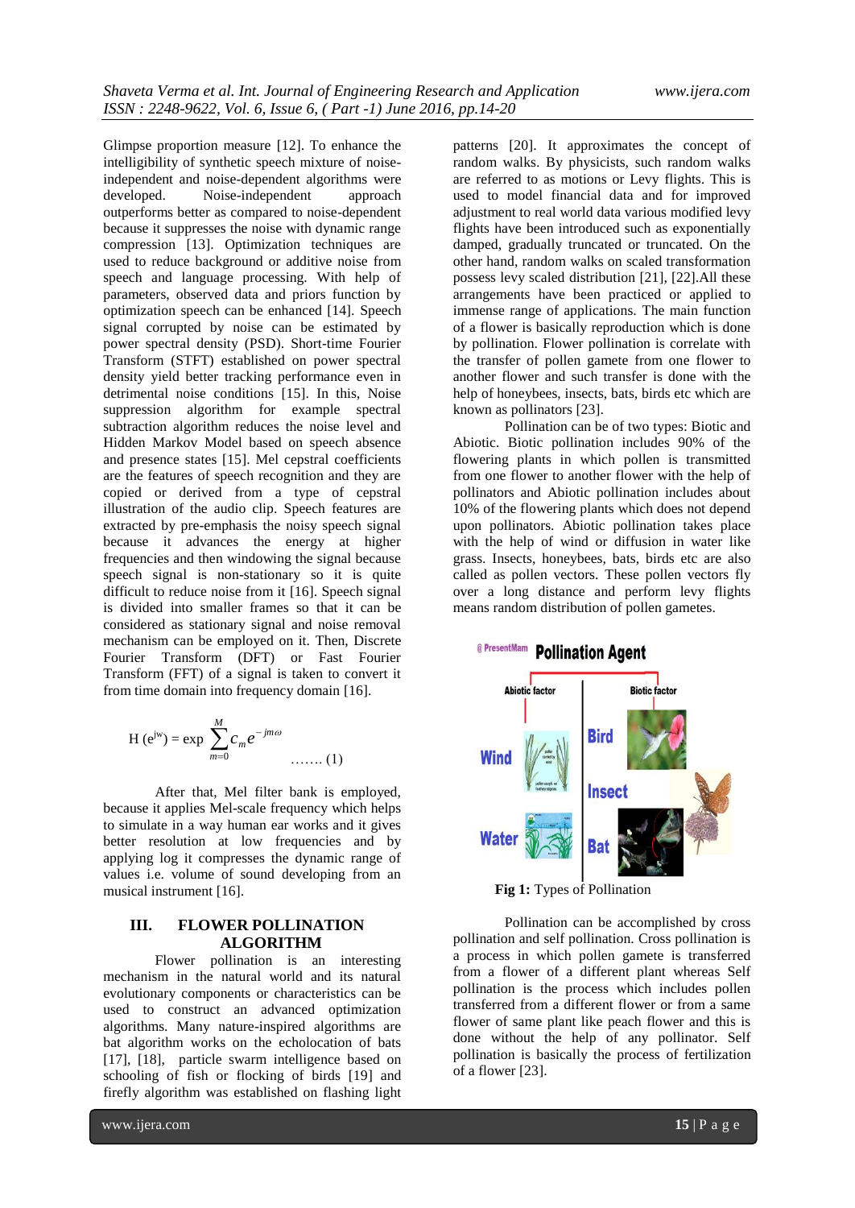Glimpse proportion measure [12]. To enhance the intelligibility of synthetic speech mixture of noise-independent and noise-dependent algorithms were developed. Noise-independent approach outperforms better as compared to noise-dependent because it suppresses the noise with dynamic range compression [13]. Optimization techniques are used to reduce background or additive noise from speech and language processing. With help of parameters, observed data and priors function by optimization speech can be enhanced [14]. Speech signal corrupted by noise can be estimated by power spectral density (PSD). Short-time Fourier Transform (STFT) established on power spectral density yield better tracking performance even in detrimental noise conditions [15]. In this, Noise suppression algorithm for example spectral subtraction algorithm reduces the noise level and Hidden Markov Model based on speech absence and presence states [15]. Mel cepstral coefficients are the features of speech recognition and they are copied or derived from a type of cepstral illustration of the audio clip. Speech features are extracted by pre-emphasis the noisy speech signal because it advances the energy at higher frequencies and then windowing the signal because speech signal is non-stationary so it is quite difficult to reduce noise from it [16]. Speech signal is divided into smaller frames so that it can be considered as stationary signal and noise removal mechanism can be employed on it. Then, Discrete Fourier Transform (DFT) or Fast Fourier Transform (FFT) of a signal is taken to convert it from time domain into frequency domain [16].

$$H(e^{jw}) = \exp \sum_{m=0}^{M} c_m e^{-jm\omega} \quad \ldots\ldots (1)$$

After that, Mel filter bank is employed, because it applies Mel-scale frequency which helps to simulate in a way human ear works and it gives better resolution at low frequencies and by applying log it compresses the dynamic range of values i.e. volume of sound developing from an musical instrument [16].

## III. FLOWER POLLINATION ALGORITHM

Flower pollination is an interesting mechanism in the natural world and its natural evolutionary components or characteristics can be used to construct an advanced optimization algorithms. Many nature-inspired algorithms are bat algorithm works on the echolocation of bats [17], [18], particle swarm intelligence based on schooling of fish or flocking of birds [19] and firefly algorithm was established on flashing light patterns [20]. It approximates the concept of random walks. By physicists, such random walks are referred to as motions or Levy flights. This is used to model financial data and for improved adjustment to real world data various modified levy flights have been introduced such as exponentially damped, gradually truncated or truncated. On the other hand, random walks on scaled transformation possess levy scaled distribution [21], [22].All these arrangements have been practiced or applied to immense range of applications. The main function of a flower is basically reproduction which is done by pollination. Flower pollination is correlate with the transfer of pollen gamete from one flower to another flower and such transfer is done with the help of honeybees, insects, bats, birds etc which are known as pollinators [23].

Pollination can be of two types: Biotic and Abiotic. Biotic pollination includes 90% of the flowering plants in which pollen is transmitted from one flower to another flower with the help of pollinators and Abiotic pollination includes about 10% of the flowering plants which does not depend upon pollinators. Abiotic pollination takes place with the help of wind or diffusion in water like grass. Insects, honeybees, bats, birds etc are also called as pollen vectors. These pollen vectors fly over a long distance and perform levy flights means random distribution of pollen gametes.

**Fig 1:** Types of Pollination

Pollination can be accomplished by cross pollination and self pollination. Cross pollination is a process in which pollen gamete is transferred from a flower of a different plant whereas Self pollination is the process which includes pollen transferred from a different flower or from a same flower of same plant like peach flower and this is done without the help of any pollinator. Self pollination is basically the process of fertilization of a flower [23].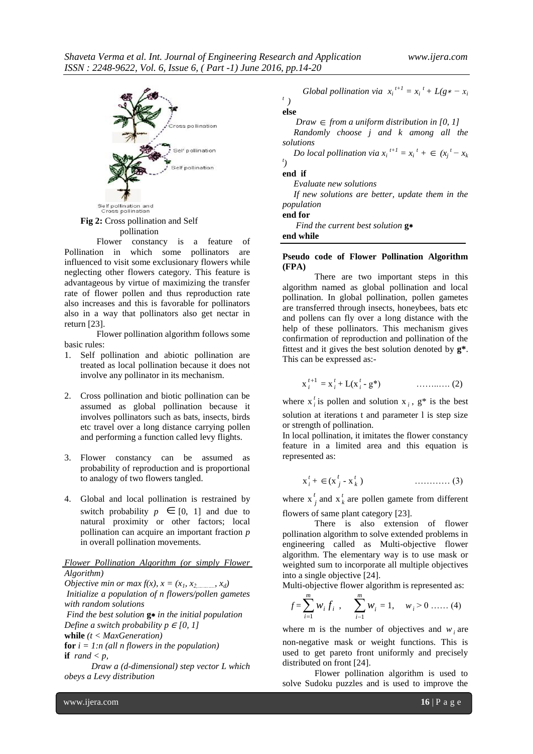Fig 2: Cross pollination and Self pollination

Flower constancy is a feature of Pollination in which some pollinators are influenced to visit some exclusionary flowers while neglecting other flowers category. This feature is advantageous by virtue of maximizing the transfer rate of flower pollen and thus reproduction rate also increases and this is favorable for pollinators also in a way that pollinators also get nectar in return [23].

Flower pollination algorithm follows some basic rules:

1. Self pollination and abiotic pollination are treated as local pollination because it does not involve any pollinator in its mechanism.
2. Cross pollination and biotic pollination can be assumed as global pollination because it involves pollinators such as bats, insects, birds etc travel over a long distance carrying pollen and performing a function called levy flights.
3. Flower constancy can be assumed as probability of reproduction and is proportional to analogy of two flowers tangled.
4. Global and local pollination is restrained by switch probability $p \in [0, 1]$ and due to natural proximity or other factors; local pollination can acquire an important fraction $p$ in overall pollination movements.

*Flower Pollination Algorithm (or simply Flower Algorithm)*

*Objective min or max $f(x)$, $x = (x_1, x_2, \ldots, x_d)$*
*Initialize a population of n flowers/pollen gametes with random solutions*
*Find the best solution* $\mathbf{g}_*$ *in the initial population*
*Define a switch probability $p \in [0, 1]$*
**while** *(t < MaxGeneration)*
**for** *i = 1:n (all n flowers in the population)*
**if** *rand < p,*
*Draw a (d-dimensional) step vector L which obeys a Levy distribution*
*Global pollination via* $x_i^{t+1} = x_i^t + L(g_* - x_i^t)$
**else**
*Draw* $\in$ *from a uniform distribution in [0, 1]*
*Randomly choose j and k among all the solutions*
*Do local pollination via* $x_i^{t+1} = x_i^t + \in (x_j^t - x_k^t)$
**end if**
*Evaluate new solutions*
*If new solutions are better, update them in the population*
**end for**
*Find the current best solution* $\mathbf{g}_*$
**end while**

**Pseudo code of Flower Pollination Algorithm (FPA)**

There are two important steps in this algorithm named as global pollination and local pollination. In global pollination, pollen gametes are transferred through insects, honeybees, bats etc and pollens can fly over a long distance with the help of these pollinators. This mechanism gives confirmation of reproduction and pollination of the fittest and it gives the best solution denoted by **g\***. This can be expressed as:-

$$x_i^{t+1} = x_i^t + L(x_i^t - g^*) \quad \ldots\ldots\ldots (2)$$

where $x_i^t$ is pollen and solution $x_i$, g\* is the best solution at iterations t and parameter l is step size or strength of pollination.

In local pollination, it imitates the flower constancy feature in a limited area and this equation is represented as:

$$x_i^t + \in (x_j^t - x_k^t) \quad \ldots\ldots\ldots (3)$$

where $x_j^t$ and $x_k^t$ are pollen gamete from different flowers of same plant category [23].

There is also extension of flower pollination algorithm to solve extended problems in engineering called as Multi-objective flower algorithm. The elementary way is to use mask or weighted sum to incorporate all multiple objectives into a single objective [24].

Multi-objective flower algorithm is represented as:

$$f = \sum_{i=1}^{m} w_i f_i, \quad \sum_{i-1}^{m} w_i = 1, \quad w_i > 0 \ \ldots\ldots (4)$$

where m is the number of objectives and $w_i$ are non-negative mask or weight functions. This is used to get pareto front uniformly and precisely distributed on front [24].

Flower pollination algorithm is used to solve Sudoku puzzles and is used to improve the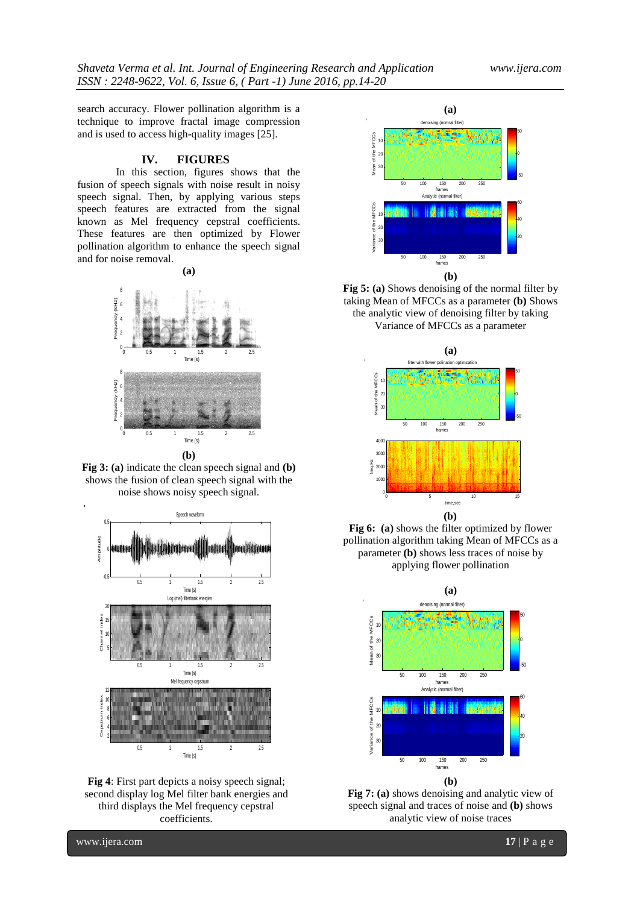search accuracy. Flower pollination algorithm is a technique to improve fractal image compression and is used to access high-quality images [25].

## IV. FIGURES

In this section, figures shows that the fusion of speech signals with noise result in noisy speech signal. Then, by applying various steps speech features are extracted from the signal known as Mel frequency cepstral coefficients. These features are then optimized by Flower pollination algorithm to enhance the speech signal and for noise removal.

**(a)**

**(b)**

**Fig 3: (a)** indicate the clean speech signal and **(b)** shows the fusion of clean speech signal with the noise shows noisy speech signal.

**Fig 4**: First part depicts a noisy speech signal; second display log Mel filter bank energies and third displays the Mel frequency cepstral coefficients.

**(a)**

**(b)**

**Fig 5: (a)** Shows denoising of the normal filter by taking Mean of MFCCs as a parameter **(b)** Shows the analytic view of denoising filter by taking Variance of MFCCs as a parameter

**(a)**

**(b)**

**Fig 6: (a)** shows the filter optimized by flower pollination algorithm taking Mean of MFCCs as a parameter **(b)** shows less traces of noise by applying flower pollination

**(a)**

**(b)**

**Fig 7: (a)** shows denoising and analytic view of speech signal and traces of noise and **(b)** shows analytic view of noise traces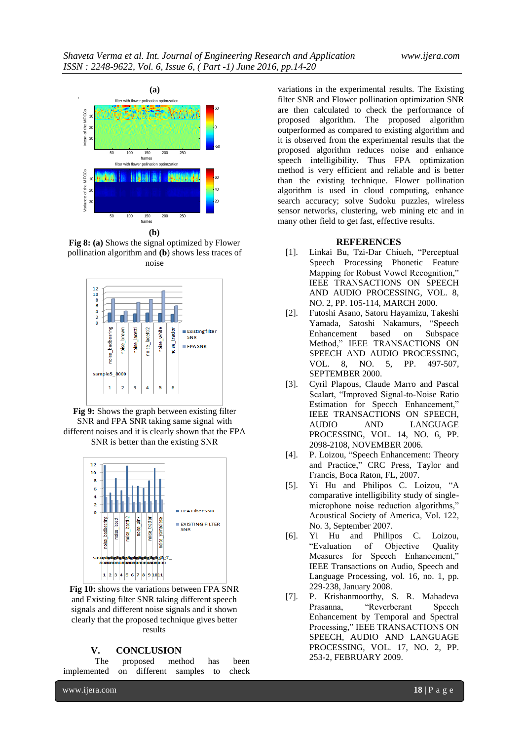**Fig 8: (a)** Shows the signal optimized by Flower pollination algorithm and **(b**) shows less traces of noise

**Fig 9:** Shows the graph between existing filter SNR and FPA SNR taking same signal with different noises and it is clearly shown that the FPA SNR is better than the existing SNR

**Fig 10:** shows the variations between FPA SNR and Existing filter SNR taking different speech signals and different noise signals and it shown clearly that the proposed technique gives better results

## V. CONCLUSION

The proposed method has been implemented on different samples to check variations in the experimental results. The Existing filter SNR and Flower pollination optimization SNR are then calculated to check the performance of proposed algorithm. The proposed algorithm outperformed as compared to existing algorithm and it is observed from the experimental results that the proposed algorithm reduces noise and enhance speech intelligibility. Thus FPA optimization method is very efficient and reliable and is better than the existing technique. Flower pollination algorithm is used in cloud computing, enhance search accuracy; solve Sudoku puzzles, wireless sensor networks, clustering, web mining etc and in many other field to get fast, effective results.

## REFERENCES

[1]. Linkai Bu, Tzi-Dar Chiueh, "Perceptual Speech Processing Phonetic Feature Mapping for Robust Vowel Recognition," IEEE TRANSACTIONS ON SPEECH AND AUDIO PROCESSING, VOL. 8, NO. 2, PP. 105-114, MARCH 2000.

[2]. Futoshi Asano, Satoru Hayamizu, Takeshi Yamada, Satoshi Nakamurs, "Speech Enhancement based on Subspace Method," IEEE TRANSACTIONS ON SPEECH AND AUDIO PROCESSING, VOL. 8, NO. 5, PP. 497-507, SEPTEMBER 2000.

[3]. Cyril Plapous, Claude Marro and Pascal Scalart, "Improved Signal-to-Noise Ratio Estimation for Speech Enhancement," IEEE TRANSACTIONS ON SPEECH, AUDIO AND LANGUAGE PROCESSING, VOL. 14, NO. 6, PP. 2098-2108, NOVEMBER 2006.

[4]. P. Loizou, "Speech Enhancement: Theory and Practice," CRC Press, Taylor and Francis, Boca Raton, FL, 2007.

[5]. Yi Hu and Philipos C. Loizou, "A comparative intelligibility study of single-microphone noise reduction algorithms," Acoustical Society of America, Vol. 122, No. 3, September 2007.

[6]. Yi Hu and Philipos C. Loizou, "Evaluation of Objective Quality Measures for Speech Enhancement," IEEE Transactions on Audio, Speech and Language Processing, vol. 16, no. 1, pp. 229-238, January 2008.

[7]. P. Krishanmoorthy, S. R. Mahadeva Prasanna, "Reverberant Speech Enhancement by Temporal and Spectral Processing," IEEE TRANSACTIONS ON SPEECH, AUDIO AND LANGUAGE PROCESSING, VOL. 17, NO. 2, PP. 253-2, FEBRUARY 2009.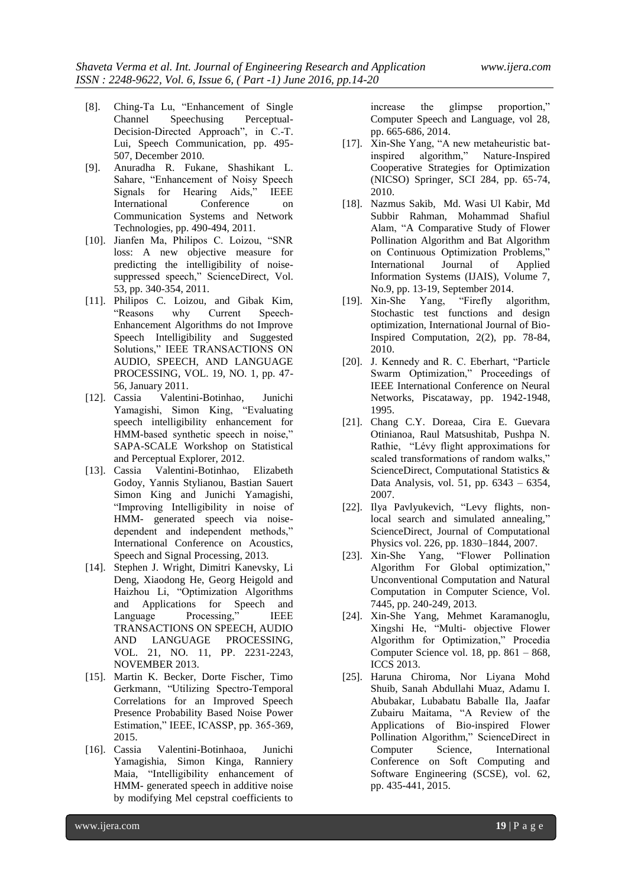[8]. Ching-Ta Lu, "Enhancement of Single Channel Speechusing Perceptual-Decision-Directed Approach", in C.-T. Lui, Speech Communication, pp. 495-507, December 2010.

[9]. Anuradha R. Fukane, Shashikant L. Sahare, "Enhancement of Noisy Speech Signals for Hearing Aids," IEEE International Conference on Communication Systems and Network Technologies, pp. 490-494, 2011.

[10]. Jianfen Ma, Philipos C. Loizou, "SNR loss: A new objective measure for predicting the intelligibility of noise-suppressed speech," ScienceDirect, Vol. 53, pp. 340-354, 2011.

[11]. Philipos C. Loizou, and Gibak Kim, "Reasons why Current Speech-Enhancement Algorithms do not Improve Speech Intelligibility and Suggested Solutions," IEEE TRANSACTIONS ON AUDIO, SPEECH, AND LANGUAGE PROCESSING, VOL. 19, NO. 1, pp. 47-56, January 2011.

[12]. Cassia Valentini-Botinhao, Junichi Yamagishi, Simon King, "Evaluating speech intelligibility enhancement for HMM-based synthetic speech in noise," SAPA-SCALE Workshop on Statistical and Perceptual Explorer, 2012.

[13]. Cassia Valentini-Botinhao, Elizabeth Godoy, Yannis Stylianou, Bastian Sauert Simon King and Junichi Yamagishi, "Improving Intelligibility in noise of HMM- generated speech via noise-dependent and independent methods," International Conference on Acoustics, Speech and Signal Processing, 2013.

[14]. Stephen J. Wright, Dimitri Kanevsky, Li Deng, Xiaodong He, Georg Heigold and Haizhou Li, "Optimization Algorithms and Applications for Speech and Language Processing," IEEE TRANSACTIONS ON SPEECH, AUDIO AND LANGUAGE PROCESSING, VOL. 21, NO. 11, PP. 2231-2243, NOVEMBER 2013.

[15]. Martin K. Becker, Dorte Fischer, Timo Gerkmann, "Utilizing Spectro-Temporal Correlations for an Improved Speech Presence Probability Based Noise Power Estimation," IEEE, ICASSP, pp. 365-369, 2015.

[16]. Cassia Valentini-Botinhaoa, Junichi Yamagishia, Simon Kinga, Ranniery Maia, "Intelligibility enhancement of HMM- generated speech in additive noise by modifying Mel cepstral coefficients to increase the glimpse proportion," Computer Speech and Language, vol 28, pp. 665-686, 2014.

[17]. Xin-She Yang, "A new metaheuristic bat-inspired algorithm," Nature-Inspired Cooperative Strategies for Optimization (NICSO) Springer, SCI 284, pp. 65-74, 2010.

[18]. Nazmus Sakib, Md. Wasi Ul Kabir, Md Subbir Rahman, Mohammad Shafiul Alam, "A Comparative Study of Flower Pollination Algorithm and Bat Algorithm on Continuous Optimization Problems," International Journal of Applied Information Systems (IJAIS), Volume 7, No.9, pp. 13-19, September 2014.

[19]. Xin-She Yang, "Firefly algorithm, Stochastic test functions and design optimization, International Journal of Bio-Inspired Computation, 2(2), pp. 78-84, 2010.

[20]. J. Kennedy and R. C. Eberhart, "Particle Swarm Optimization," Proceedings of IEEE International Conference on Neural Networks, Piscataway, pp. 1942-1948, 1995.

[21]. Chang C.Y. Doreaa, Cira E. Guevara Otinianoa, Raul Matsushitab, Pushpa N. Rathie, "Lévy flight approximations for scaled transformations of random walks," ScienceDirect, Computational Statistics & Data Analysis, vol. 51, pp. 6343 – 6354, 2007.

[22]. Ilya Pavlyukevich, "Levy flights, non-local search and simulated annealing," ScienceDirect, Journal of Computational Physics vol. 226, pp. 1830–1844, 2007.

[23]. Xin-She Yang, "Flower Pollination Algorithm For Global optimization," Unconventional Computation and Natural Computation in Computer Science, Vol. 7445, pp. 240-249, 2013.

[24]. Xin-She Yang, Mehmet Karamanoglu, Xingshi He, "Multi- objective Flower Algorithm for Optimization," Procedia Computer Science vol. 18, pp. 861 – 868, ICCS 2013.

[25]. Haruna Chiroma, Nor Liyana Mohd Shuib, Sanah Abdullahi Muaz, Adamu I. Abubakar, Lubabatu Baballe Ila, Jaafar Zubairu Maitama, "A Review of the Applications of Bio-inspired Flower Pollination Algorithm," ScienceDirect in Computer Science, International Conference on Soft Computing and Software Engineering (SCSE), vol. 62, pp. 435-441, 2015.